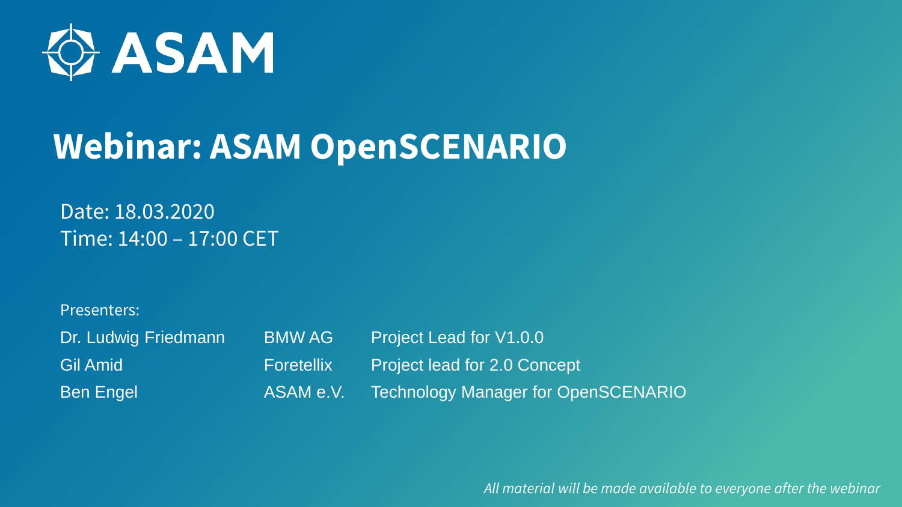ASAM

# Webinar: ASAM OpenSCENARIO

Date: 18.03.2020
Time: 14:00 – 17:00 CET

Presenters:

| | | |
|---|---|---|
| Dr. Ludwig Friedmann | BMW AG | Project Lead for V1.0.0 |
| Gil Amid | Foretellix | Project lead for 2.0 Concept |
| Ben Engel | ASAM e.V. | Technology Manager for OpenSCENARIO |

*All material will be made available to everyone after the webinar*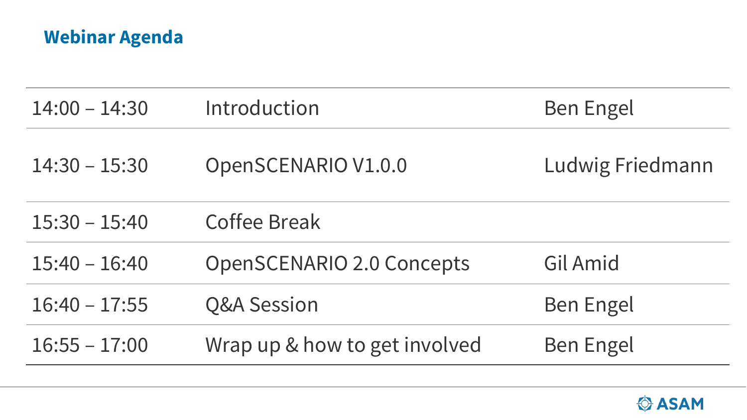## Webinar Agenda

| | | |
|---|---|---|
| 14:00 – 14:30 | Introduction | Ben Engel |
| 14:30 – 15:30 | OpenSCENARIO V1.0.0 | Ludwig Friedmann |
| 15:30 – 15:40 | Coffee Break | |
| 15:40 – 16:40 | OpenSCENARIO 2.0 Concepts | Gil Amid |
| 16:40 – 17:55 | Q&A Session | Ben Engel |
| 16:55 – 17:00 | Wrap up & how to get involved | Ben Engel |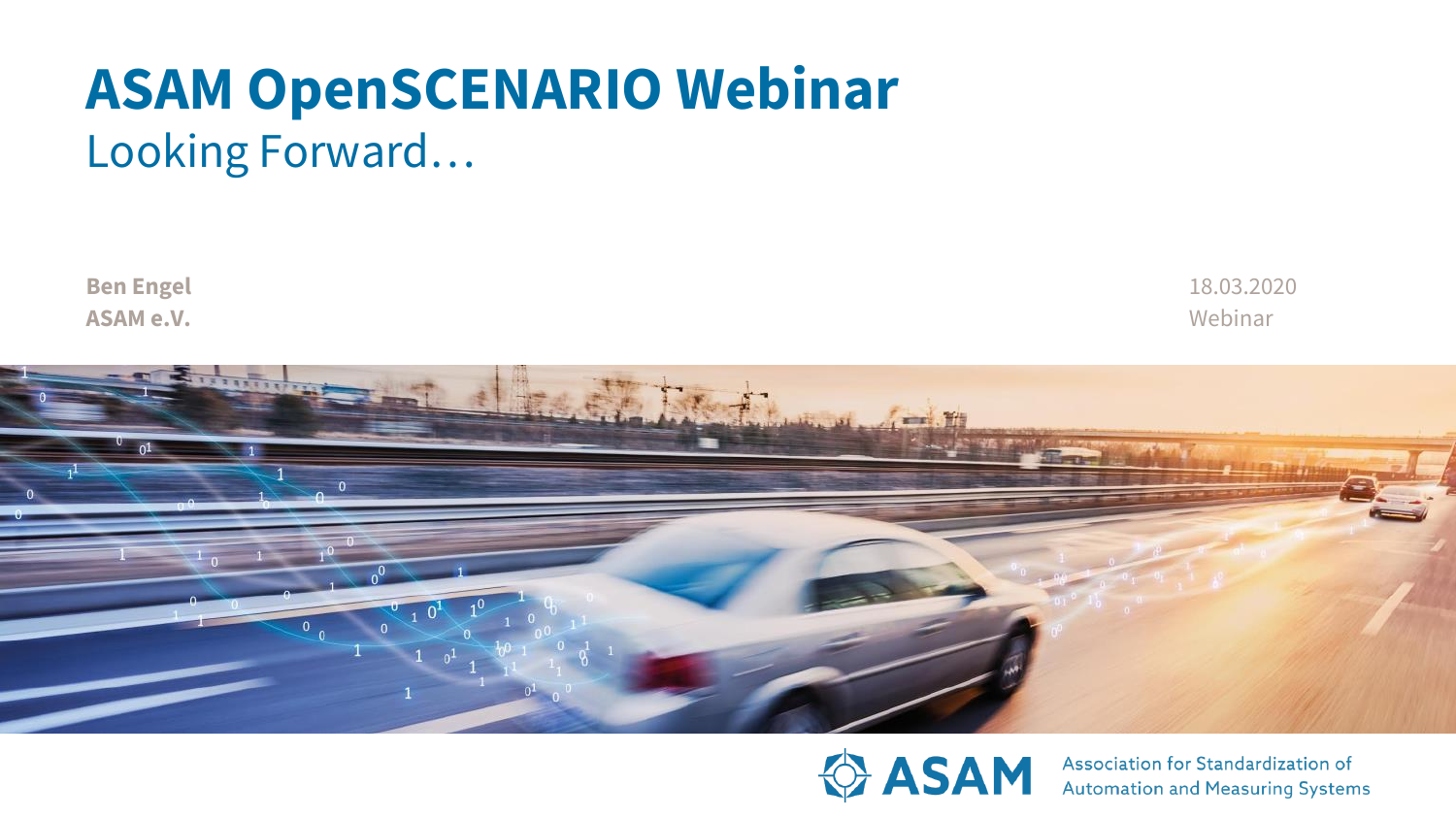# ASAM OpenSCENARIO Webinar

## Looking Forward…

**Ben Engel**
**ASAM e.V.**

18.03.2020
Webinar

ASAM
Association for Standardization of Automation and Measuring Systems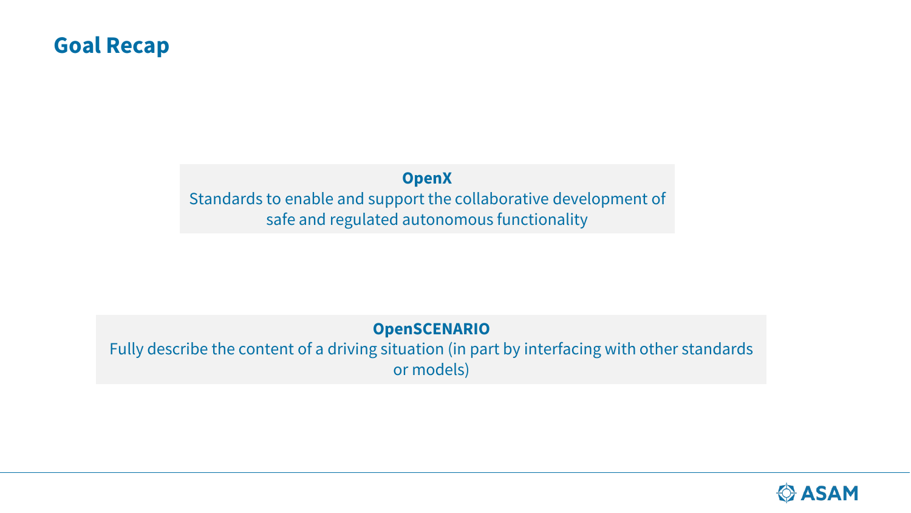# Goal Recap

**OpenX**

Standards to enable and support the collaborative development of safe and regulated autonomous functionality

**OpenSCENARIO**

Fully describe the content of a driving situation (in part by interfacing with other standards or models)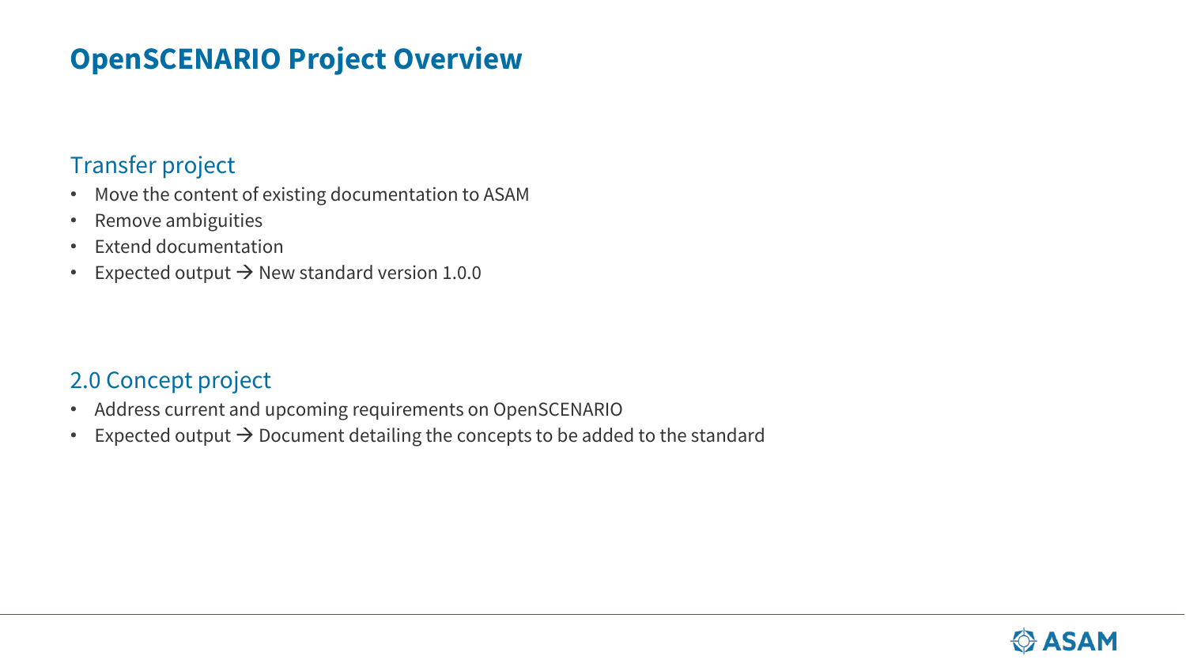# OpenSCENARIO Project Overview

## Transfer project

- Move the content of existing documentation to ASAM
- Remove ambiguities
- Extend documentation
- Expected output → New standard version 1.0.0

## 2.0 Concept project

- Address current and upcoming requirements on OpenSCENARIO
- Expected output → Document detailing the concepts to be added to the standard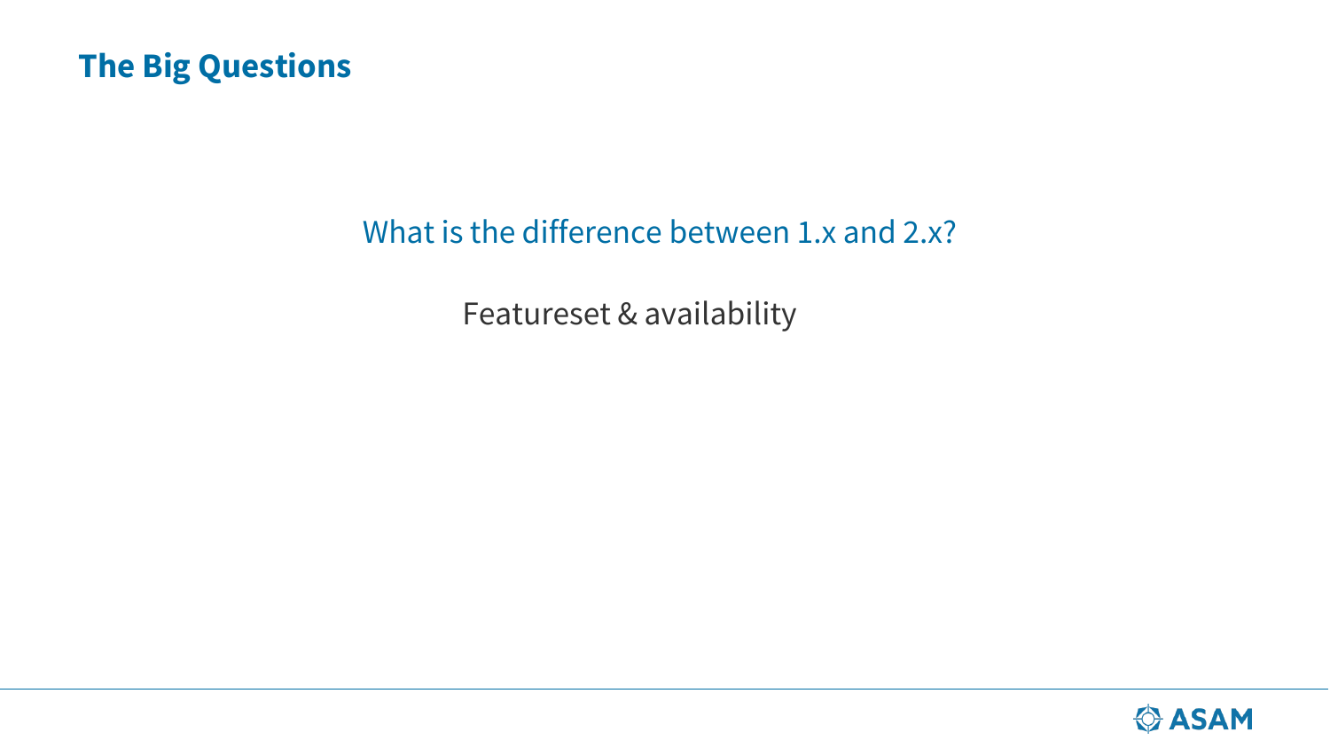# The Big Questions

What is the difference between 1.x and 2.x?

Featureset & availability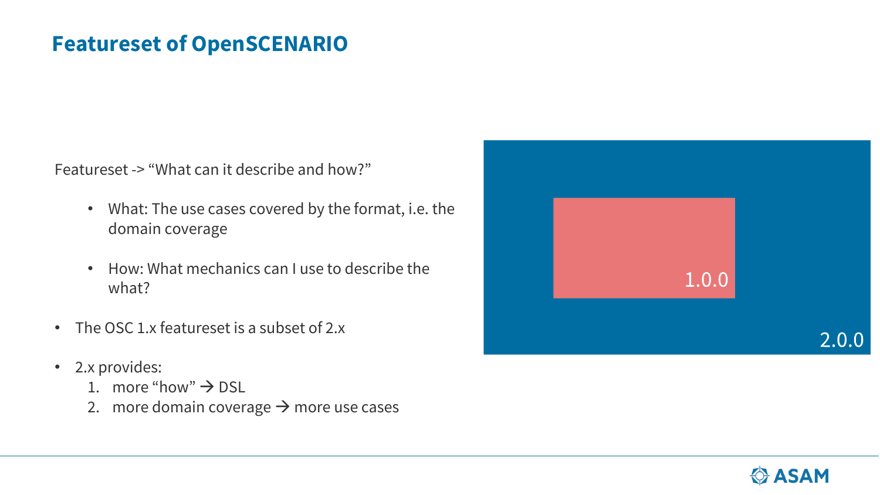# Featureset of OpenSCENARIO

Featureset -> “What can it describe and how?”

- What: The use cases covered by the format, i.e. the domain coverage
- How: What mechanics can I use to describe the what?

- The OSC 1.x featureset is a subset of 2.x
- 2.x provides:
  1. more “how” → DSL
  2. more domain coverage → more use cases

1.0.0

2.0.0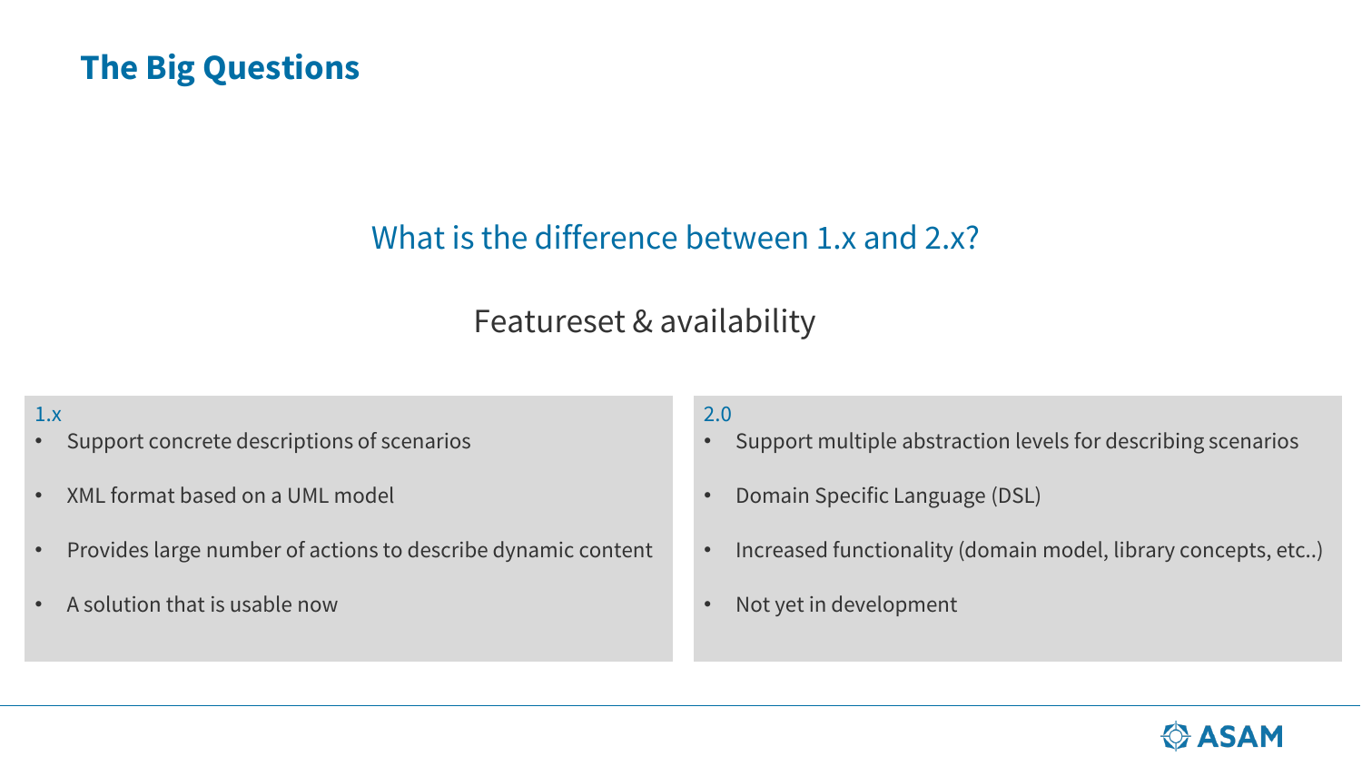# The Big Questions

## What is the difference between 1.x and 2.x?

### Featureset & availability

**1.x**

- Support concrete descriptions of scenarios
- XML format based on a UML model
- Provides large number of actions to describe dynamic content
- A solution that is usable now

**2.0**

- Support multiple abstraction levels for describing scenarios
- Domain Specific Language (DSL)
- Increased functionality (domain model, library concepts, etc..)
- Not yet in development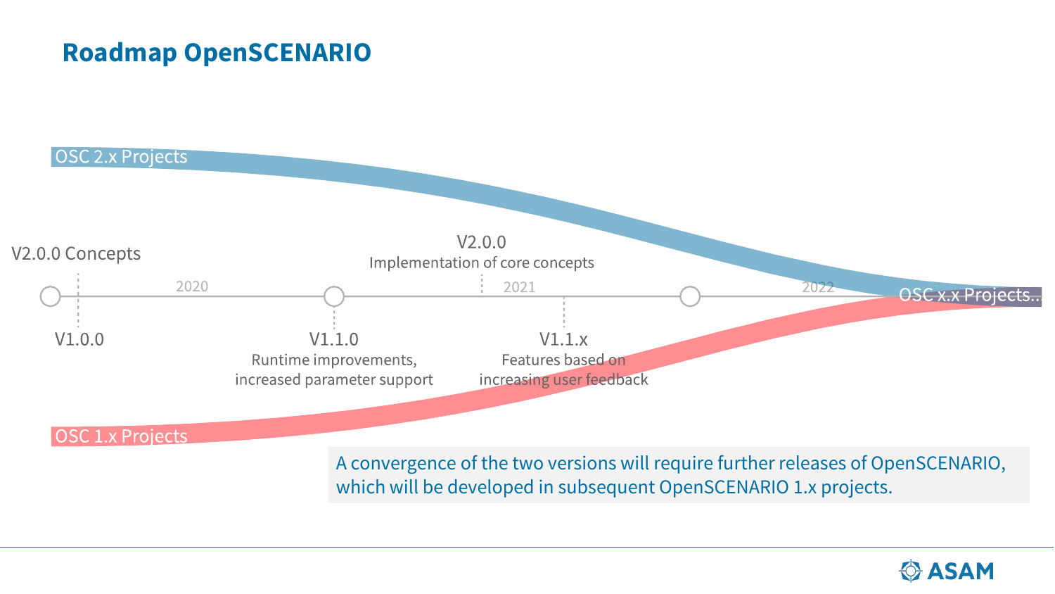# Roadmap OpenSCENARIO

OSC 2.x Projects

V2.0.0 Concepts

V2.0.0
Implementation of core concepts

2020 2021 2022

V1.0.0

V1.1.0
Runtime improvements, increased parameter support

V1.1.x
Features based on increasing user feedback

OSC x.x Projects..

OSC 1.x Projects

A convergence of the two versions will require further releases of OpenSCENARIO, which will be developed in subsequent OpenSCENARIO 1.x projects.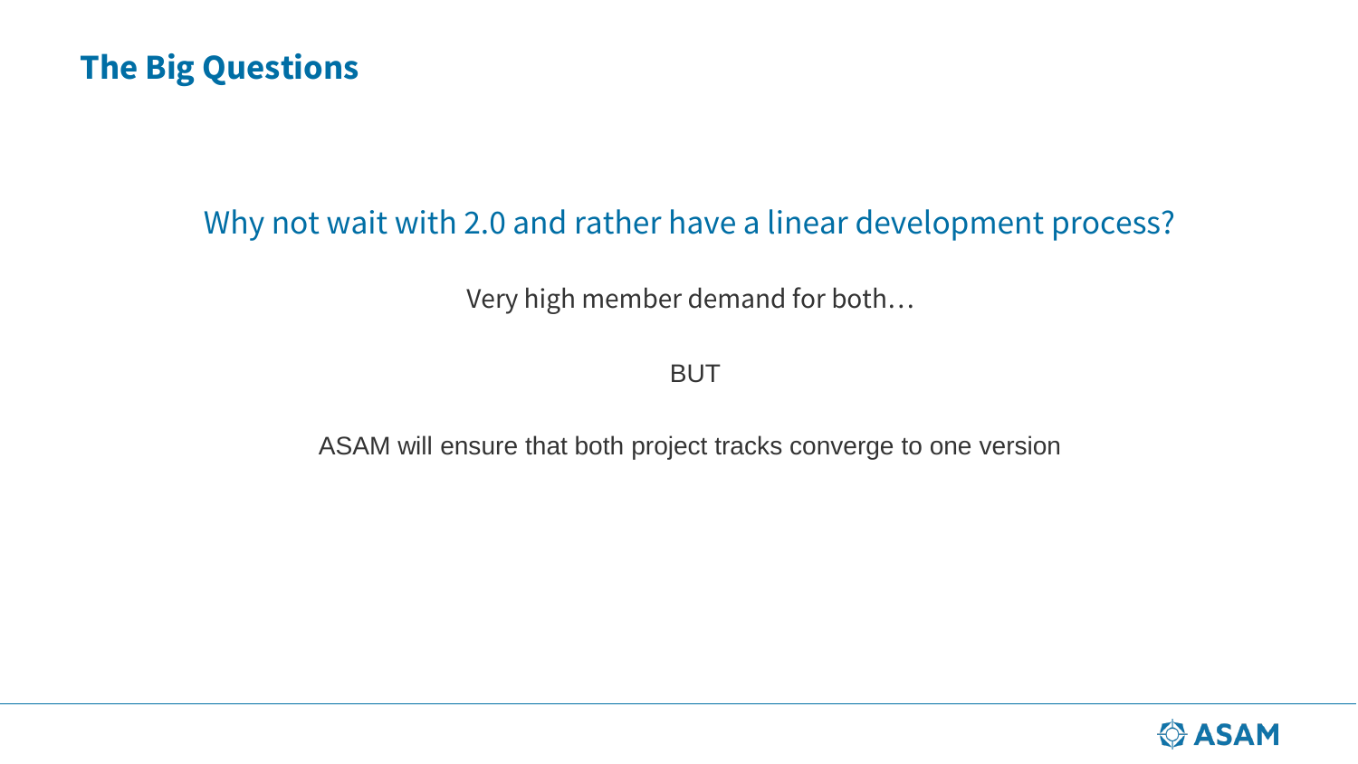# The Big Questions

## Why not wait with 2.0 and rather have a linear development process?

Very high member demand for both…

BUT

ASAM will ensure that both project tracks converge to one version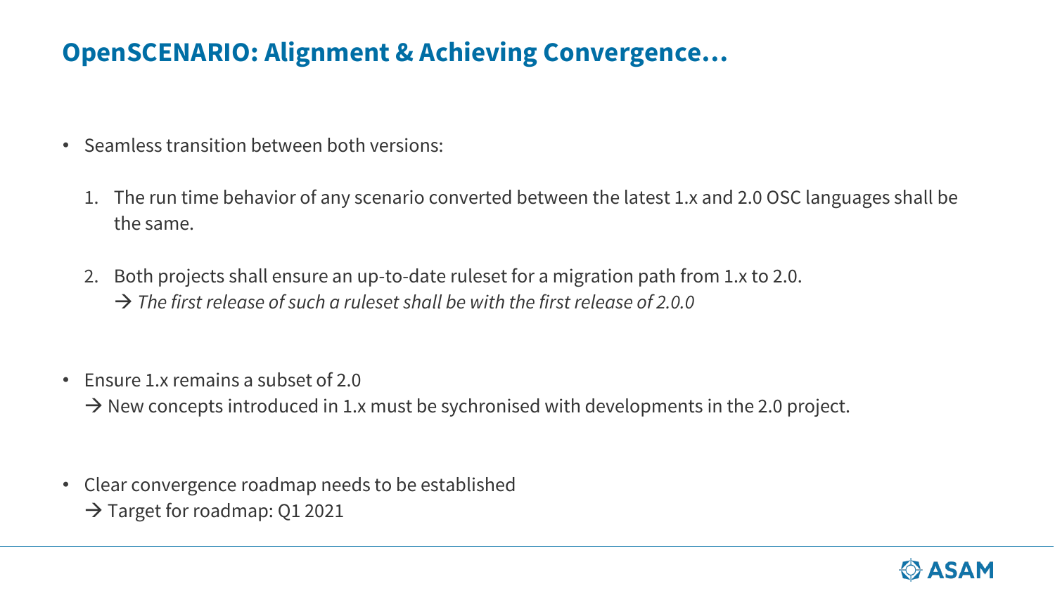## OpenSCENARIO: Alignment & Achieving Convergence…

- Seamless transition between both versions:

  1. The run time behavior of any scenario converted between the latest 1.x and 2.0 OSC languages shall be the same.

  2. Both projects shall ensure an up-to-date ruleset for a migration path from 1.x to 2.0.
     → *The first release of such a ruleset shall be with the first release of 2.0.0*

- Ensure 1.x remains a subset of 2.0
  → New concepts introduced in 1.x must be sychronised with developments in the 2.0 project.

- Clear convergence roadmap needs to be established
  → Target for roadmap: Q1 2021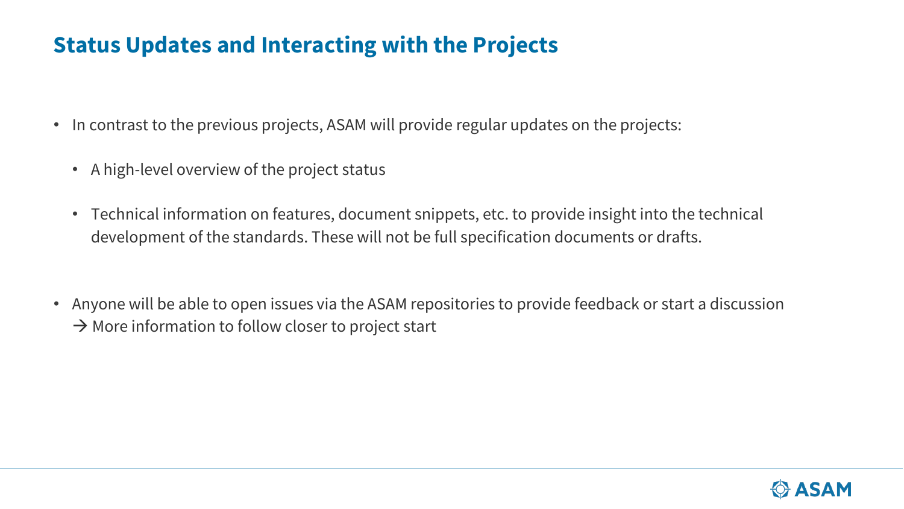# Status Updates and Interacting with the Projects

- In contrast to the previous projects, ASAM will provide regular updates on the projects:
  - A high-level overview of the project status
  - Technical information on features, document snippets, etc. to provide insight into the technical development of the standards. These will not be full specification documents or drafts.

- Anyone will be able to open issues via the ASAM repositories to provide feedback or start a discussion
  → More information to follow closer to project start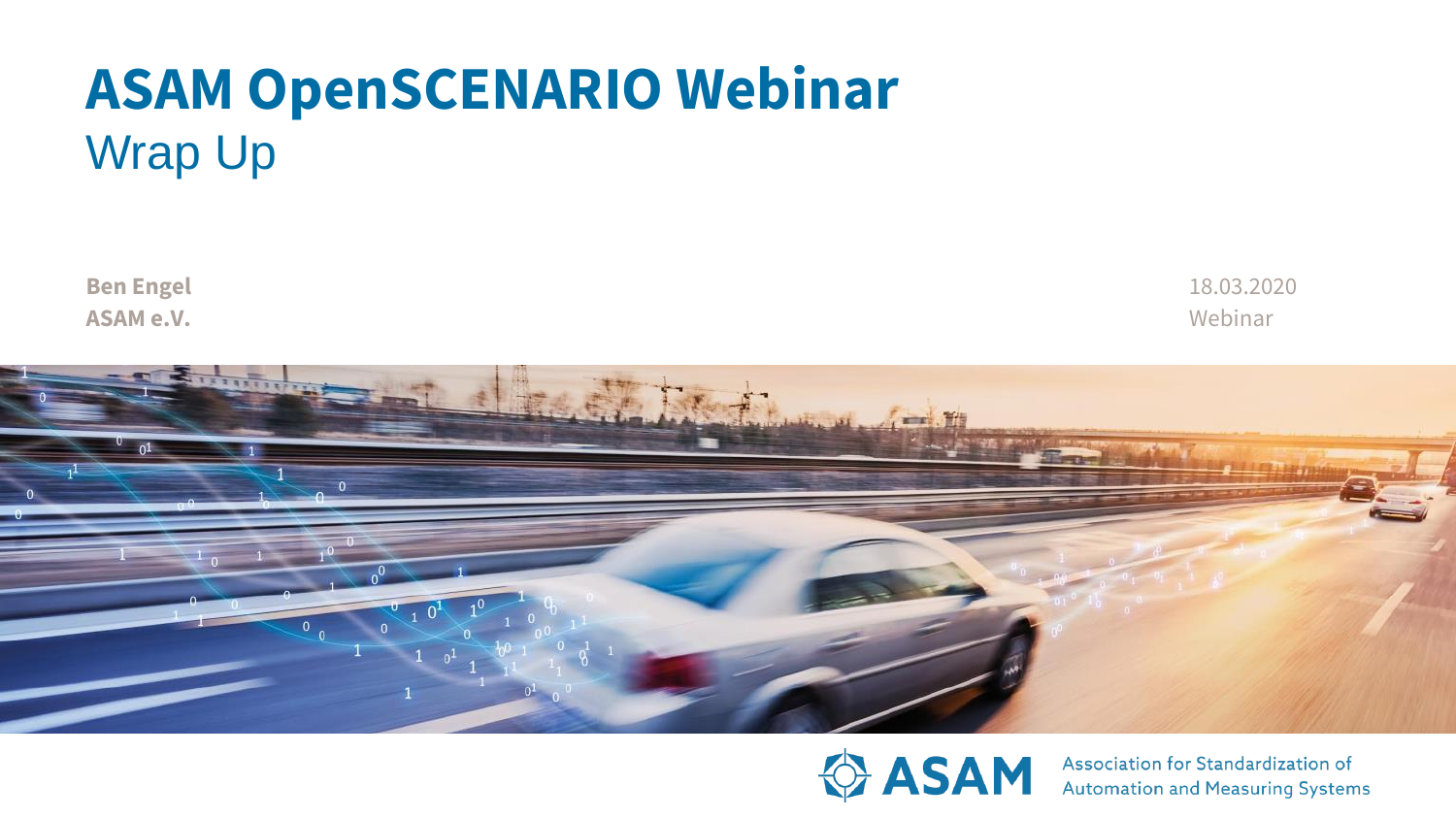# ASAM OpenSCENARIO Webinar

## Wrap Up

**Ben Engel**
**ASAM e.V.**

18.03.2020
Webinar

ASAM Association for Standardization of Automation and Measuring Systems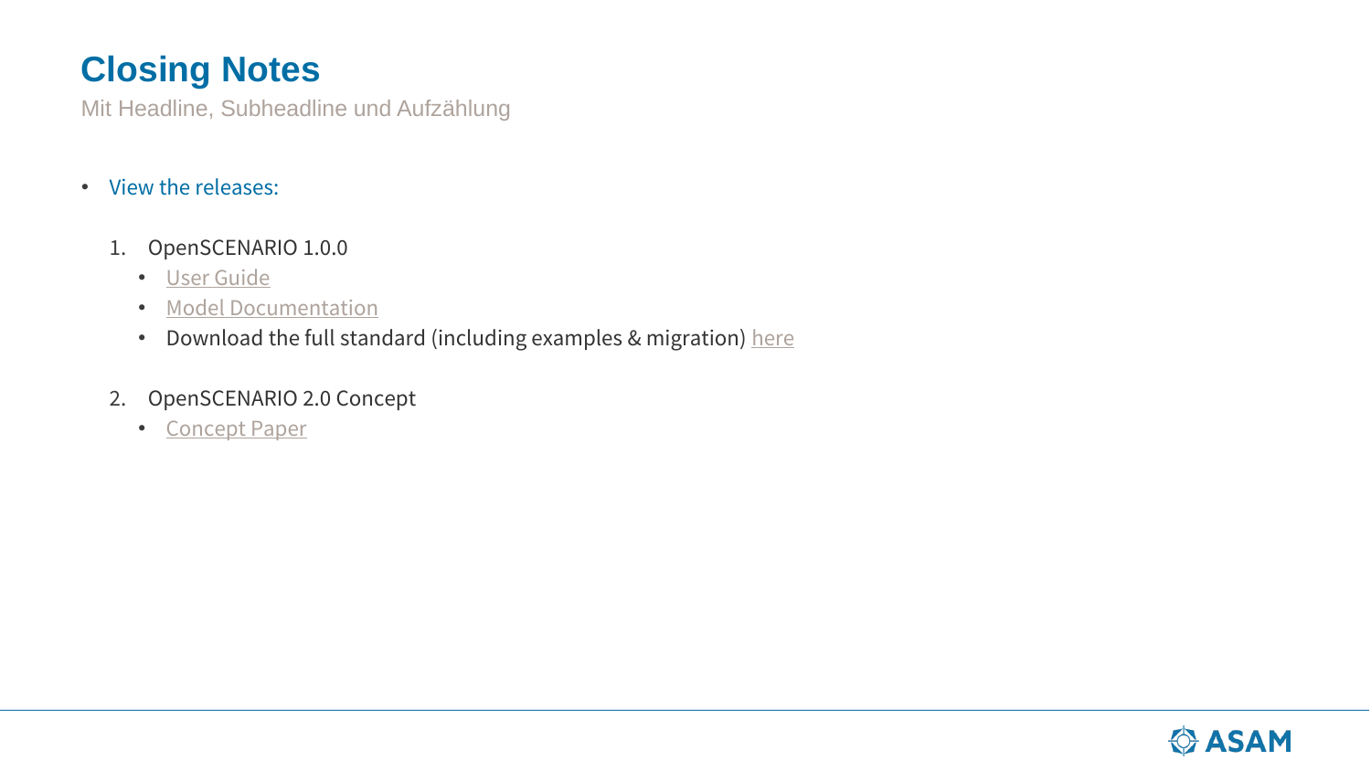# Closing Notes

Mit Headline, Subheadline und Aufzählung

- View the releases:

  1. OpenSCENARIO 1.0.0
     - User Guide
     - Model Documentation
     - Download the full standard (including examples & migration) here

  2. OpenSCENARIO 2.0 Concept
     - Concept Paper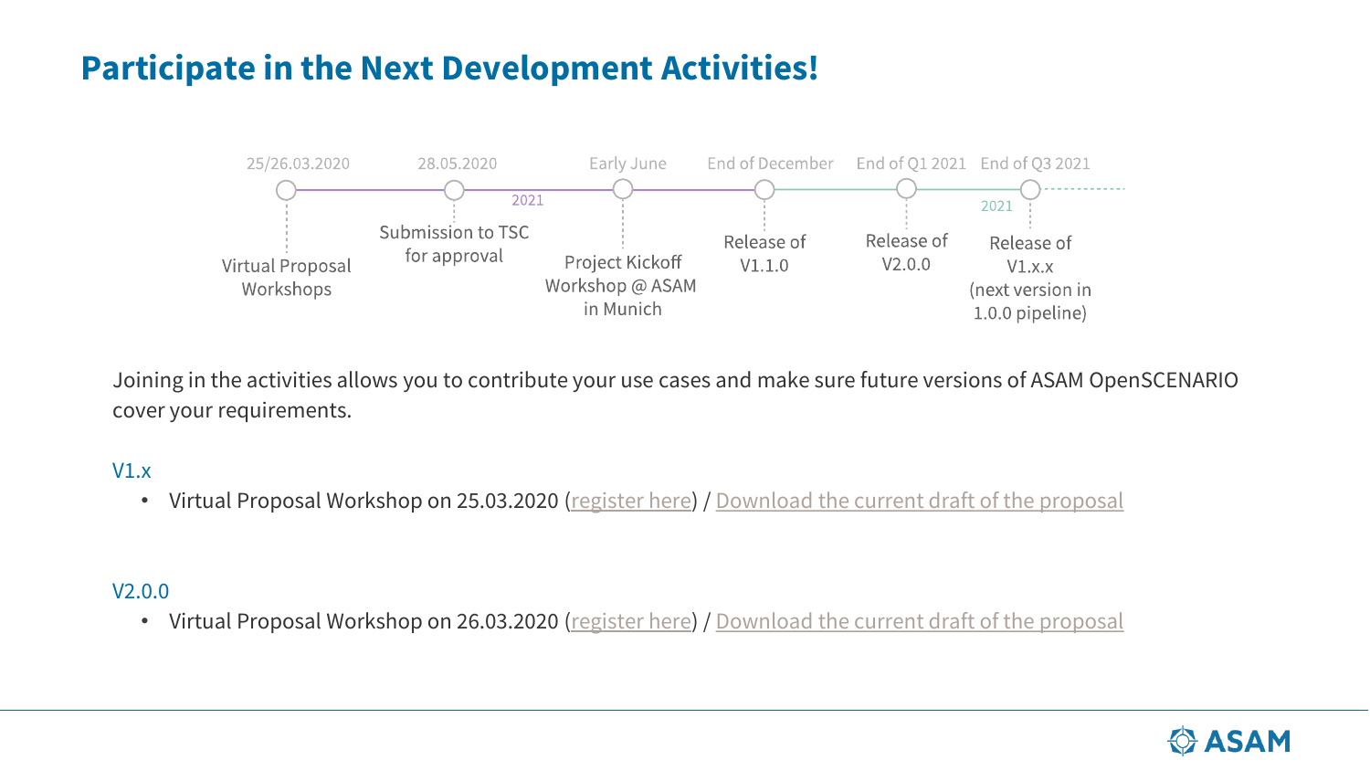# Participate in the Next Development Activities!

| 25/26.03.2020 | 28.05.2020 | Early June | End of December | End of Q1 2021 | End of Q3 2021 |
|---|---|---|---|---|---|
| Virtual Proposal Workshops | Submission to TSC for approval | Project Kickoff Workshop @ ASAM in Munich | Release of V1.1.0 | Release of V2.0.0 | Release of V1.x.x (next version in 1.0.0 pipeline) |

2021

2021

Joining in the activities allows you to contribute your use cases and make sure future versions of ASAM OpenSCENARIO cover your requirements.

V1.x

- Virtual Proposal Workshop on 25.03.2020 (register here) / Download the current draft of the proposal

V2.0.0

- Virtual Proposal Workshop on 26.03.2020 (register here) / Download the current draft of the proposal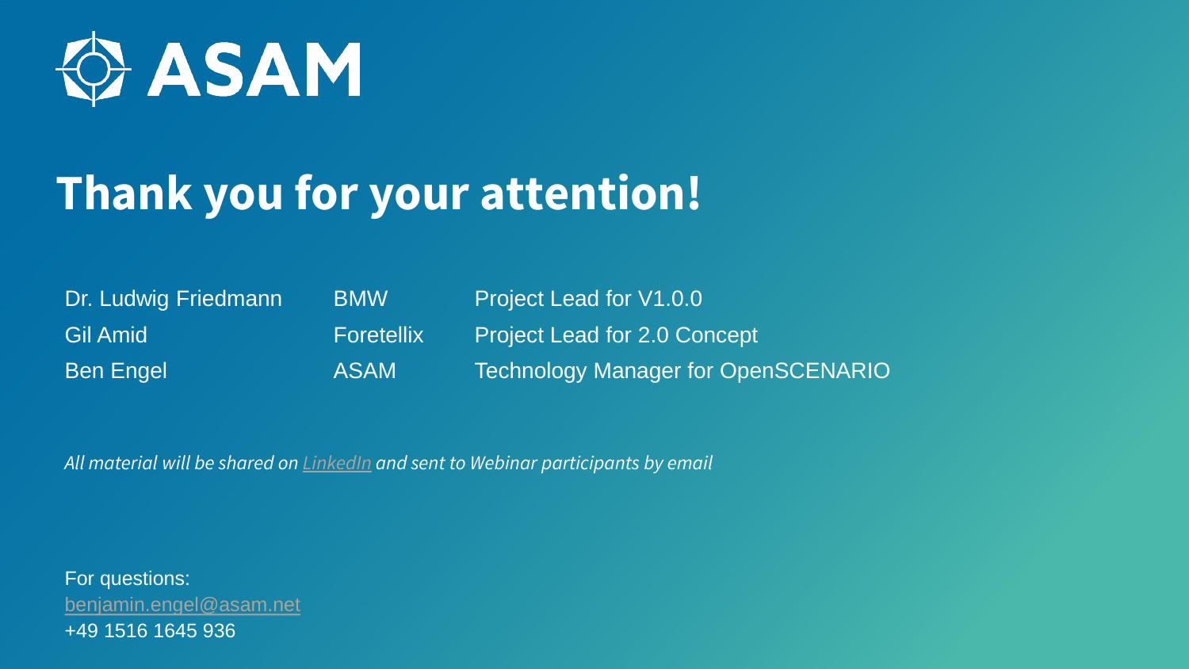ASAM

# Thank you for your attention!

| | | |
|---|---|---|
| Dr. Ludwig Friedmann | BMW | Project Lead for V1.0.0 |
| Gil Amid | Foretellix | Project Lead for 2.0 Concept |
| Ben Engel | ASAM | Technology Manager for OpenSCENARIO |

*All material will be shared on LinkedIn and sent to Webinar participants by email*

For questions:
benjamin.engel@asam.net
+49 1516 1645 936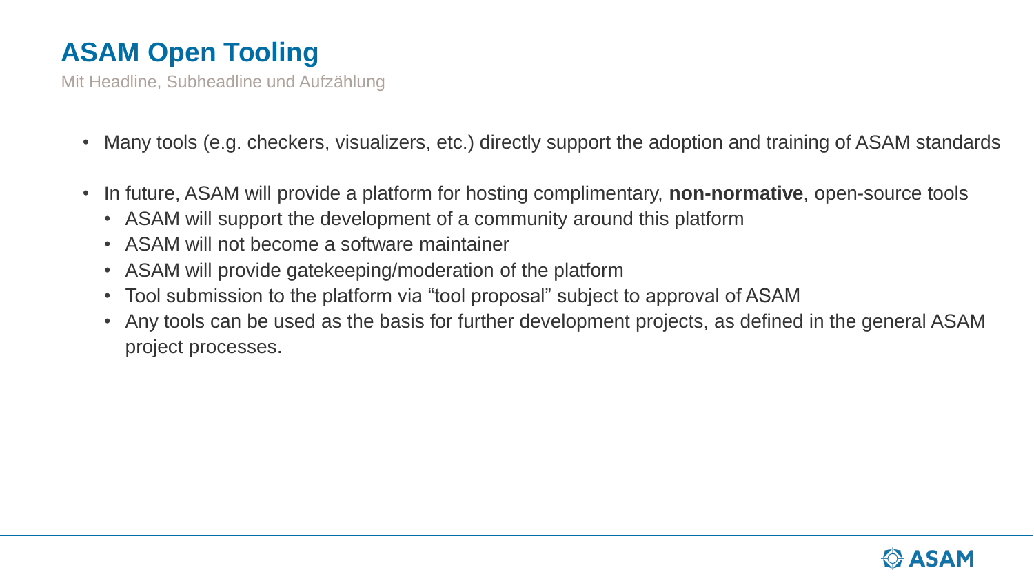# ASAM Open Tooling

Mit Headline, Subheadline und Aufzählung

- Many tools (e.g. checkers, visualizers, etc.) directly support the adoption and training of ASAM standards
- In future, ASAM will provide a platform for hosting complimentary, **non-normative**, open-source tools
  - ASAM will support the development of a community around this platform
  - ASAM will not become a software maintainer
  - ASAM will provide gatekeeping/moderation of the platform
  - Tool submission to the platform via "tool proposal" subject to approval of ASAM
  - Any tools can be used as the basis for further development projects, as defined in the general ASAM project processes.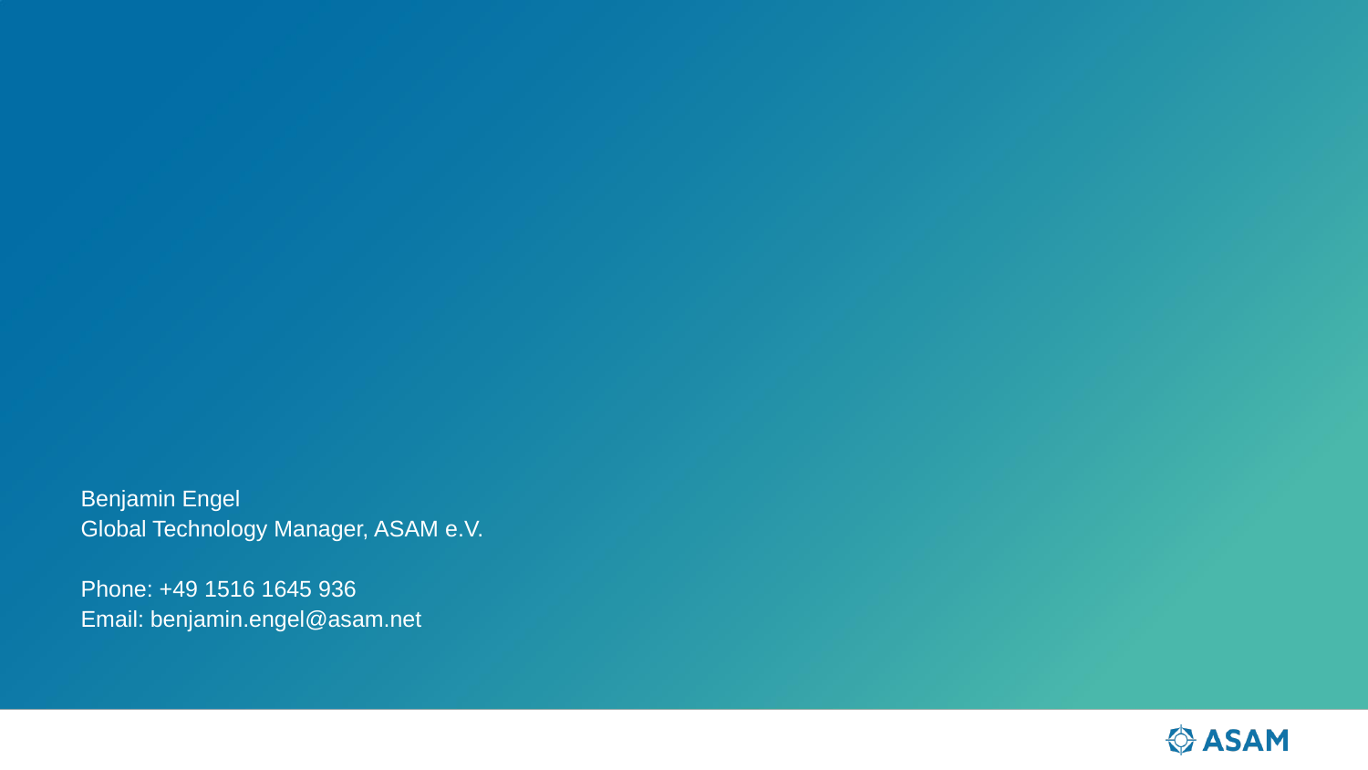Benjamin Engel
Global Technology Manager, ASAM e.V.

Phone: +49 1516 1645 936
Email: benjamin.engel@asam.net

ASAM